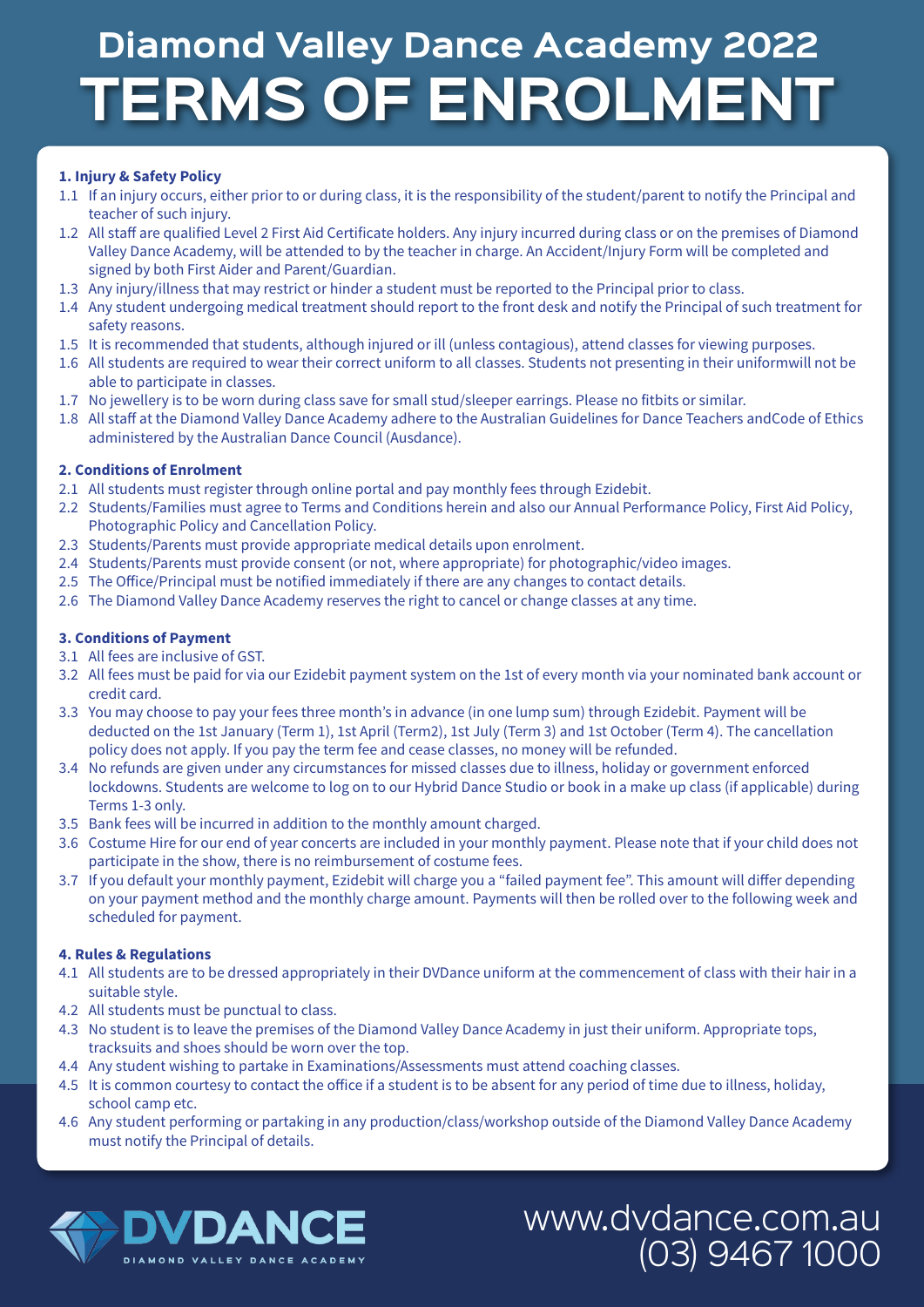# Diamond Valley Dance Academy 2022

# TERMS OF ENROLMENT

**1. Injury & Safety Policy**

1.1 If an injury occurs, either prior to or during class, it is the responsibility of the student/parent to notify the Principal and teacher of such injury.

1.2 All staff are qualified Level 2 First Aid Certificate holders. Any injury incurred during class or on the premises of Diamond Valley Dance Academy, will be attended to by the teacher in charge. An Accident/Injury Form will be completed and signed by both First Aider and Parent/Guardian.

1.3 Any injury/illness that may restrict or hinder a student must be reported to the Principal prior to class.

1.4 Any student undergoing medical treatment should report to the front desk and notify the Principal of such treatment for safety reasons.

1.5 It is recommended that students, although injured or ill (unless contagious), attend classes for viewing purposes.

1.6 All students are required to wear their correct uniform to all classes. Students not presenting in their uniformwill not be able to participate in classes.

1.7 No jewellery is to be worn during class save for small stud/sleeper earrings. Please no fitbits or similar.

1.8 All staff at the Diamond Valley Dance Academy adhere to the Australian Guidelines for Dance Teachers andCode of Ethics administered by the Australian Dance Council (Ausdance).

**2. Conditions of Enrolment**

2.1 All students must register through online portal and pay monthly fees through Ezidebit.

2.2 Students/Families must agree to Terms and Conditions herein and also our Annual Performance Policy, First Aid Policy, Photographic Policy and Cancellation Policy.

2.3 Students/Parents must provide appropriate medical details upon enrolment.

2.4 Students/Parents must provide consent (or not, where appropriate) for photographic/video images.

2.5 The Office/Principal must be notified immediately if there are any changes to contact details.

2.6 The Diamond Valley Dance Academy reserves the right to cancel or change classes at any time.

**3. Conditions of Payment**

3.1 All fees are inclusive of GST.

3.2 All fees must be paid for via our Ezidebit payment system on the 1st of every month via your nominated bank account or credit card.

3.3 You may choose to pay your fees three month's in advance (in one lump sum) through Ezidebit. Payment will be deducted on the 1st January (Term 1), 1st April (Term2), 1st July (Term 3) and 1st October (Term 4). The cancellation policy does not apply. If you pay the term fee and cease classes, no money will be refunded.

3.4 No refunds are given under any circumstances for missed classes due to illness, holiday or government enforced lockdowns. Students are welcome to log on to our Hybrid Dance Studio or book in a make up class (if applicable) during Terms 1-3 only.

3.5 Bank fees will be incurred in addition to the monthly amount charged.

3.6 Costume Hire for our end of year concerts are included in your monthly payment. Please note that if your child does not participate in the show, there is no reimbursement of costume fees.

3.7 If you default your monthly payment, Ezidebit will charge you a "failed payment fee". This amount will differ depending on your payment method and the monthly charge amount. Payments will then be rolled over to the following week and scheduled for payment.

**4. Rules & Regulations**

4.1 All students are to be dressed appropriately in their DVDance uniform at the commencement of class with their hair in a suitable style.

4.2 All students must be punctual to class.

4.3 No student is to leave the premises of the Diamond Valley Dance Academy in just their uniform. Appropriate tops, tracksuits and shoes should be worn over the top.

4.4 Any student wishing to partake in Examinations/Assessments must attend coaching classes.

4.5 It is common courtesy to contact the office if a student is to be absent for any period of time due to illness, holiday, school camp etc.

4.6 Any student performing or partaking in any production/class/workshop outside of the Diamond Valley Dance Academy must notify the Principal of details.

DVDANCE
DIAMOND VALLEY DANCE ACADEMY

www.dvdance.com.au
(03) 9467 1000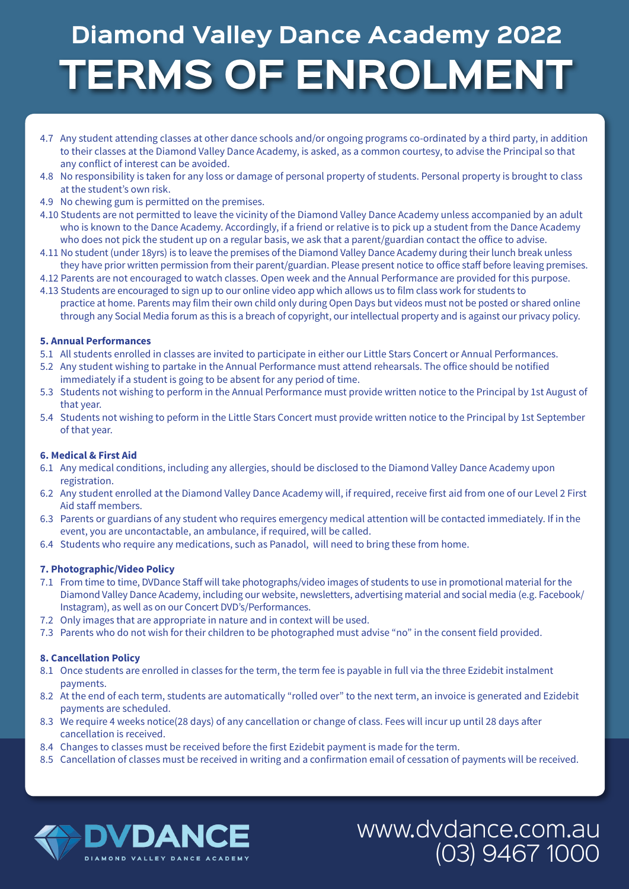# Diamond Valley Dance Academy 2022

# TERMS OF ENROLMENT

4.7 Any student attending classes at other dance schools and/or ongoing programs co-ordinated by a third party, in addition to their classes at the Diamond Valley Dance Academy, is asked, as a common courtesy, to advise the Principal so that any conflict of interest can be avoided.

4.8 No responsibility is taken for any loss or damage of personal property of students. Personal property is brought to class at the student's own risk.

4.9 No chewing gum is permitted on the premises.

4.10 Students are not permitted to leave the vicinity of the Diamond Valley Dance Academy unless accompanied by an adult who is known to the Dance Academy. Accordingly, if a friend or relative is to pick up a student from the Dance Academy who does not pick the student up on a regular basis, we ask that a parent/guardian contact the office to advise.

4.11 No student (under 18yrs) is to leave the premises of the Diamond Valley Dance Academy during their lunch break unless they have prior written permission from their parent/guardian. Please present notice to office staff before leaving premises.

4.12 Parents are not encouraged to watch classes. Open week and the Annual Performance are provided for this purpose.

4.13 Students are encouraged to sign up to our online video app which allows us to film class work for students to practice at home. Parents may film their own child only during Open Days but videos must not be posted or shared online through any Social Media forum as this is a breach of copyright, our intellectual property and is against our privacy policy.

**5. Annual Performances**

5.1 All students enrolled in classes are invited to participate in either our Little Stars Concert or Annual Performances.

5.2 Any student wishing to partake in the Annual Performance must attend rehearsals. The office should be notified immediately if a student is going to be absent for any period of time.

5.3 Students not wishing to perform in the Annual Performance must provide written notice to the Principal by 1st August of that year.

5.4 Students not wishing to peform in the Little Stars Concert must provide written notice to the Principal by 1st September of that year.

**6. Medical & First Aid**

6.1 Any medical conditions, including any allergies, should be disclosed to the Diamond Valley Dance Academy upon registration.

6.2 Any student enrolled at the Diamond Valley Dance Academy will, if required, receive first aid from one of our Level 2 First Aid staff members.

6.3 Parents or guardians of any student who requires emergency medical attention will be contacted immediately. If in the event, you are uncontactable, an ambulance, if required, will be called.

6.4 Students who require any medications, such as Panadol, will need to bring these from home.

**7. Photographic/Video Policy**

7.1 From time to time, DVDance Staff will take photographs/video images of students to use in promotional material for the Diamond Valley Dance Academy, including our website, newsletters, advertising material and social media (e.g. Facebook/Instagram), as well as on our Concert DVD's/Performances.

7.2 Only images that are appropriate in nature and in context will be used.

7.3 Parents who do not wish for their children to be photographed must advise "no" in the consent field provided.

**8. Cancellation Policy**

8.1 Once students are enrolled in classes for the term, the term fee is payable in full via the three Ezidebit instalment payments.

8.2 At the end of each term, students are automatically "rolled over" to the next term, an invoice is generated and Ezidebit payments are scheduled.

8.3 We require 4 weeks notice(28 days) of any cancellation or change of class. Fees will incur up until 28 days after cancellation is received.

8.4 Changes to classes must be received before the first Ezidebit payment is made for the term.

8.5 Cancellation of classes must be received in writing and a confirmation email of cessation of payments will be received.

DVDANCE
DIAMOND VALLEY DANCE ACADEMY

www.dvdance.com.au
(03) 9467 1000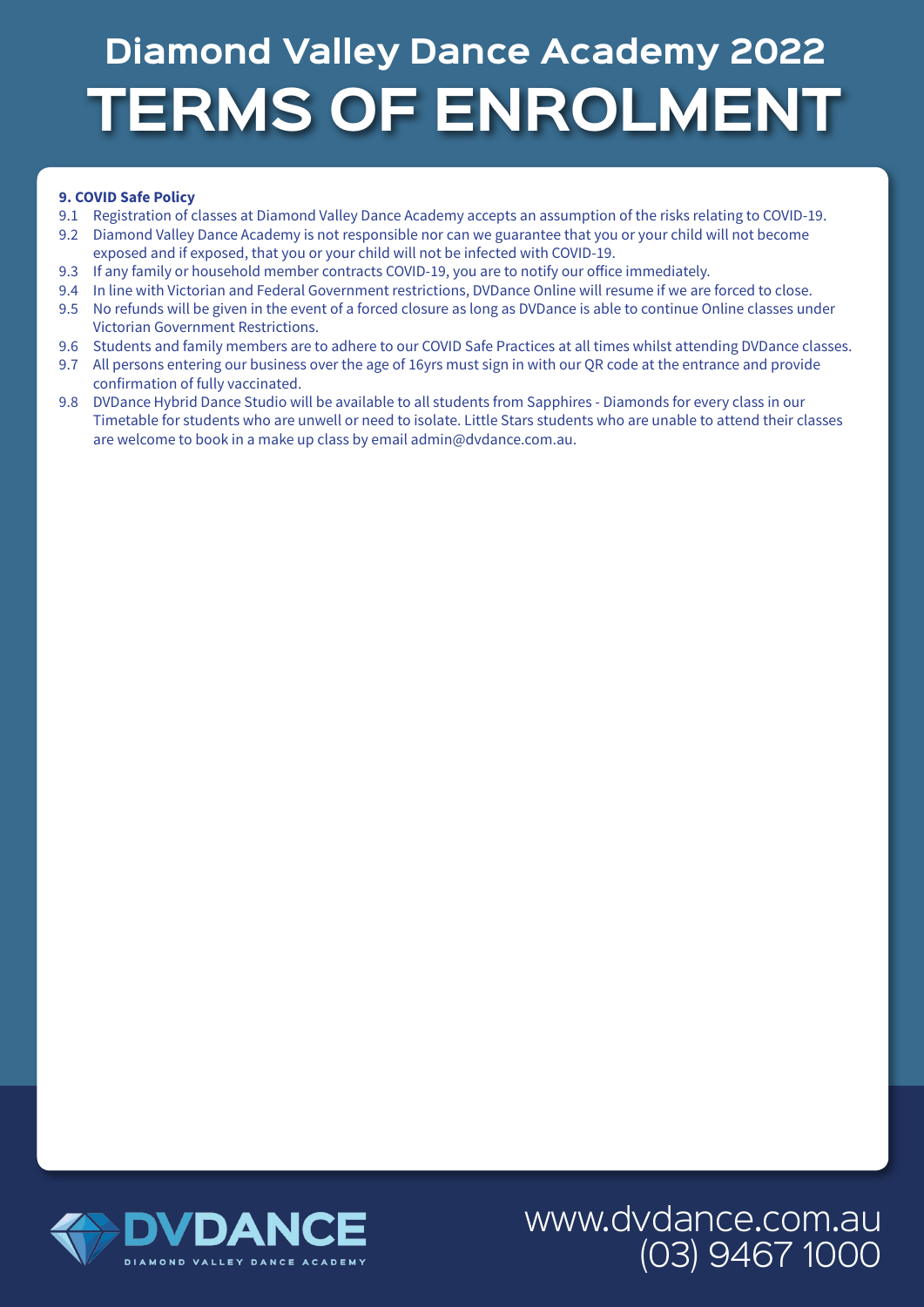# Diamond Valley Dance Academy 2022
# TERMS OF ENROLMENT

**9. COVID Safe Policy**

9.1 Registration of classes at Diamond Valley Dance Academy accepts an assumption of the risks relating to COVID-19.

9.2 Diamond Valley Dance Academy is not responsible nor can we guarantee that you or your child will not become exposed and if exposed, that you or your child will not be infected with COVID-19.

9.3 If any family or household member contracts COVID-19, you are to notify our office immediately.

9.4 In line with Victorian and Federal Government restrictions, DVDance Online will resume if we are forced to close.

9.5 No refunds will be given in the event of a forced closure as long as DVDance is able to continue Online classes under Victorian Government Restrictions.

9.6 Students and family members are to adhere to our COVID Safe Practices at all times whilst attending DVDance classes.

9.7 All persons entering our business over the age of 16yrs must sign in with our QR code at the entrance and provide confirmation of fully vaccinated.

9.8 DVDance Hybrid Dance Studio will be available to all students from Sapphires - Diamonds for every class in our Timetable for students who are unwell or need to isolate. Little Stars students who are unable to attend their classes are welcome to book in a make up class by email admin@dvdance.com.au.

DVDANCE
DIAMOND VALLEY DANCE ACADEMY

www.dvdance.com.au
(03) 9467 1000